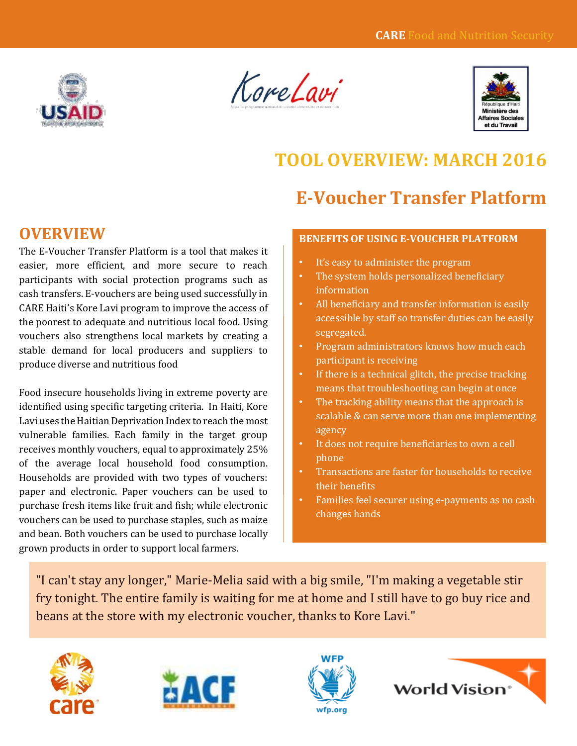CARE Food and Nutrition Security

# TOOL OVERVIEW: MARCH 2016

# E-Voucher Transfer Platform

## OVERVIEW

The E-Voucher Transfer Platform is a tool that makes it easier, more efficient, and more secure to reach participants with social protection programs such as cash transfers. E-vouchers are being used successfully in CARE Haiti's Kore Lavi program to improve the access of the poorest to adequate and nutritious local food. Using vouchers also strengthens local markets by creating a stable demand for local producers and suppliers to produce diverse and nutritious food

Food insecure households living in extreme poverty are identified using specific targeting criteria. In Haiti, Kore Lavi uses the Haitian Deprivation Index to reach the most vulnerable families. Each family in the target group receives monthly vouchers, equal to approximately 25% of the average local household food consumption. Households are provided with two types of vouchers: paper and electronic. Paper vouchers can be used to purchase fresh items like fruit and fish; while electronic vouchers can be used to purchase staples, such as maize and bean. Both vouchers can be used to purchase locally grown products in order to support local farmers.

### BENEFITS OF USING E-VOUCHER PLATFORM

- It's easy to administer the program
- The system holds personalized beneficiary information
- All beneficiary and transfer information is easily accessible by staff so transfer duties can be easily segregated.
- Program administrators knows how much each participant is receiving
- If there is a technical glitch, the precise tracking means that troubleshooting can begin at once
- The tracking ability means that the approach is scalable & can serve more than one implementing agency
- It does not require beneficiaries to own a cell phone
- Transactions are faster for households to receive their benefits
- Families feel securer using e-payments as no cash changes hands

"I can't stay any longer," Marie-Melia said with a big smile, "I'm making a vegetable stir fry tonight. The entire family is waiting for me at home and I still have to go buy rice and beans at the store with my electronic voucher, thanks to Kore Lavi."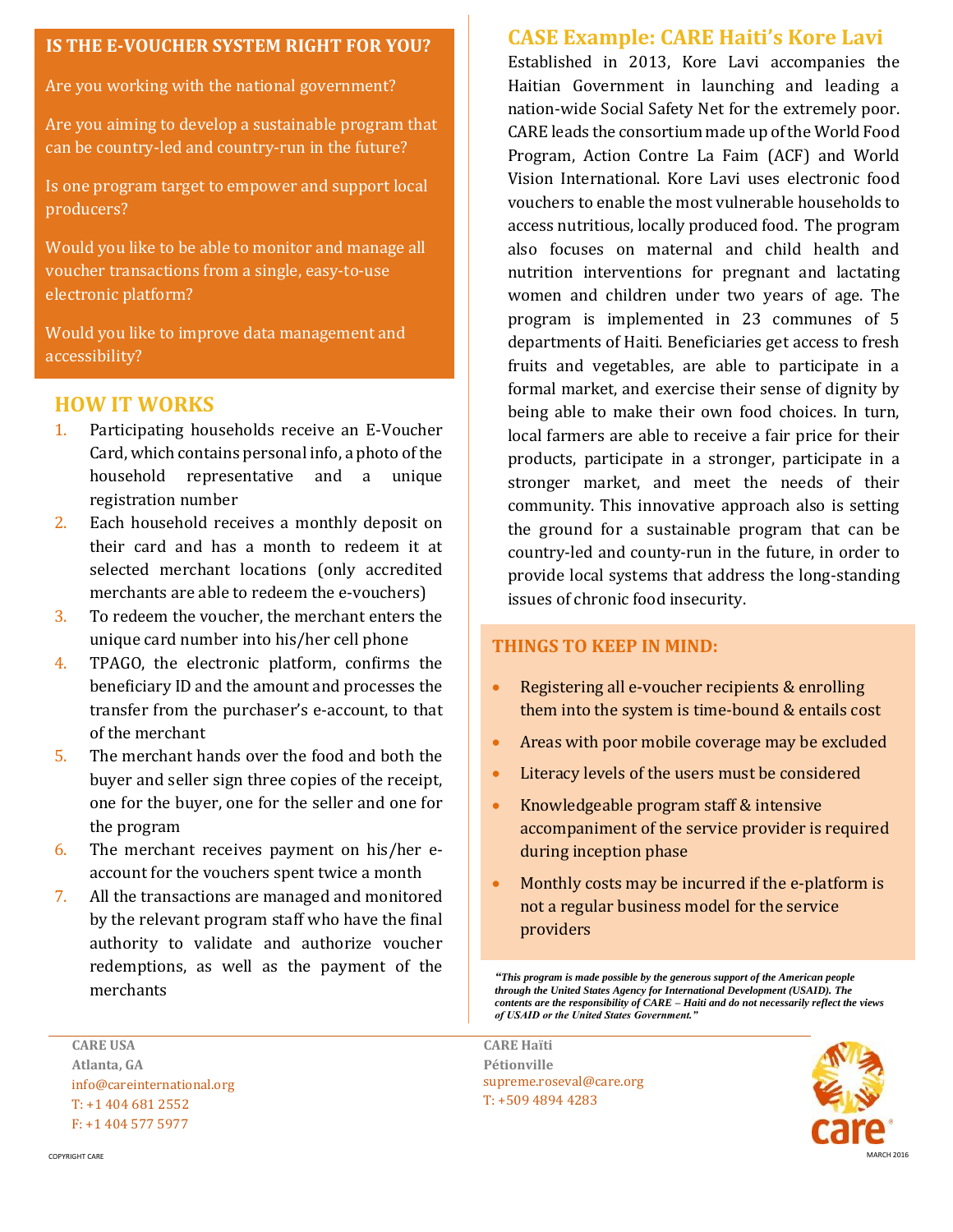## IS THE E-VOUCHER SYSTEM RIGHT FOR YOU?

Are you working with the national government?

Are you aiming to develop a sustainable program that can be country-led and country-run in the future?

Is one program target to empower and support local producers?

Would you like to be able to monitor and manage all voucher transactions from a single, easy-to-use electronic platform?

Would you like to improve data management and accessibility?

## HOW IT WORKS

1. Participating households receive an E-Voucher Card, which contains personal info, a photo of the household representative and a unique registration number
2. Each household receives a monthly deposit on their card and has a month to redeem it at selected merchant locations (only accredited merchants are able to redeem the e-vouchers)
3. To redeem the voucher, the merchant enters the unique card number into his/her cell phone
4. TPAGO, the electronic platform, confirms the beneficiary ID and the amount and processes the transfer from the purchaser's e-account, to that of the merchant
5. The merchant hands over the food and both the buyer and seller sign three copies of the receipt, one for the buyer, one for the seller and one for the program
6. The merchant receives payment on his/her e-account for the vouchers spent twice a month
7. All the transactions are managed and monitored by the relevant program staff who have the final authority to validate and authorize voucher redemptions, as well as the payment of the merchants

## CASE Example: CARE Haiti's Kore Lavi

Established in 2013, Kore Lavi accompanies the Haitian Government in launching and leading a nation-wide Social Safety Net for the extremely poor. CARE leads the consortium made up of the World Food Program, Action Contre La Faim (ACF) and World Vision International. Kore Lavi uses electronic food vouchers to enable the most vulnerable households to access nutritious, locally produced food. The program also focuses on maternal and child health and nutrition interventions for pregnant and lactating women and children under two years of age. The program is implemented in 23 communes of 5 departments of Haiti. Beneficiaries get access to fresh fruits and vegetables, are able to participate in a formal market, and exercise their sense of dignity by being able to make their own food choices. In turn, local farmers are able to receive a fair price for their products, participate in a stronger, participate in a stronger market, and meet the needs of their community. This innovative approach also is setting the ground for a sustainable program that can be country-led and county-run in the future, in order to provide local systems that address the long-standing issues of chronic food insecurity.

### THINGS TO KEEP IN MIND:

- Registering all e-voucher recipients & enrolling them into the system is time-bound & entails cost
- Areas with poor mobile coverage may be excluded
- Literacy levels of the users must be considered
- Knowledgeable program staff & intensive accompaniment of the service provider is required during inception phase
- Monthly costs may be incurred if the e-platform is not a regular business model for the service providers

***"This program is made possible by the generous support of the American people through the United States Agency for International Development (USAID). The contents are the responsibility of CARE – Haiti and do not necessarily reflect the views of USAID or the United States Government."***

**CARE USA**
**Atlanta, GA**
info@careinternational.org
T: +1 404 681 2552
F: +1 404 577 5977

**CARE Haïti**
**Pétionville**
supreme.roseval@care.org
T: +509 4894 4283

COPYRIGHT CARE

MARCH 2016